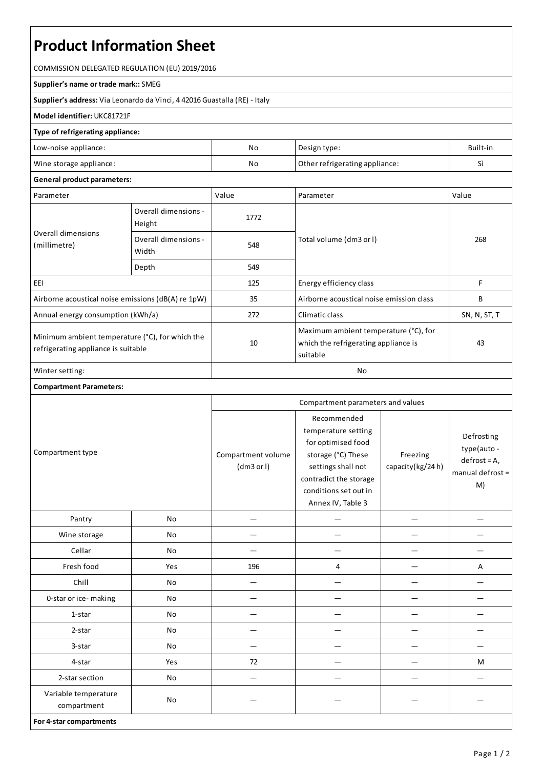# Product Information Sheet

COMMISSION DELEGATED REGULATION (EU) 2019/2016

**Supplier's name or trade mark::** SMEG

**Supplier's address:** Via Leonardo da Vinci, 4 42016 Guastalla (RE) - Italy

**Model identifier:** UKC81721F

**Type of refrigerating appliance:**

| | | | |
|---|---|---|---|
| Low-noise appliance: | No | Design type: | Built-in |
| Wine storage appliance: | No | Other refrigerating appliance: | Sì |

**General product parameters:**

| Parameter | | Value | Parameter | Value |
|---|---|---|---|---|
| Overall dimensions (millimetre) | Overall dimensions - Height | 1772 | Total volume (dm3 or l) | 268 |
| | Overall dimensions - Width | 548 | | |
| | Depth | 549 | | |
| EEI | | 125 | Energy efficiency class | F |
| Airborne acoustical noise emissions (dB(A) re 1pW) | | 35 | Airborne acoustical noise emission class | B |
| Annual energy consumption (kWh/a) | | 272 | Climatic class | SN, N, ST, T |
| Minimum ambient temperature (°C), for which the refrigerating appliance is suitable | | 10 | Maximum ambient temperature (°C), for which the refrigerating appliance is suitable | 43 |
| Winter setting: | | No | | |

**Compartment Parameters:**

| Compartment type | | Compartment parameters and values | | | |
|---|---|---|---|---|---|
| | | Compartment volume (dm3 or l) | Recommended temperature setting for optimised food storage (°C) These settings shall not contradict the storage conditions set out in Annex IV, Table 3 | Freezing capacity(kg/24 h) | Defrosting type(auto - defrost = A, manual defrost = M) |
| Pantry | No | — | — | — | — |
| Wine storage | No | — | — | — | — |
| Cellar | No | — | — | — | — |
| Fresh food | Yes | 196 | 4 | — | A |
| Chill | No | — | — | — | — |
| 0-star or ice- making | No | — | — | — | — |
| 1-star | No | — | — | — | — |
| 2-star | No | — | — | — | — |
| 3-star | No | — | — | — | — |
| 4-star | Yes | 72 | — | — | M |
| 2-star section | No | — | — | — | — |
| Variable temperature compartment | No | — | — | — | — |

**For 4-star compartments**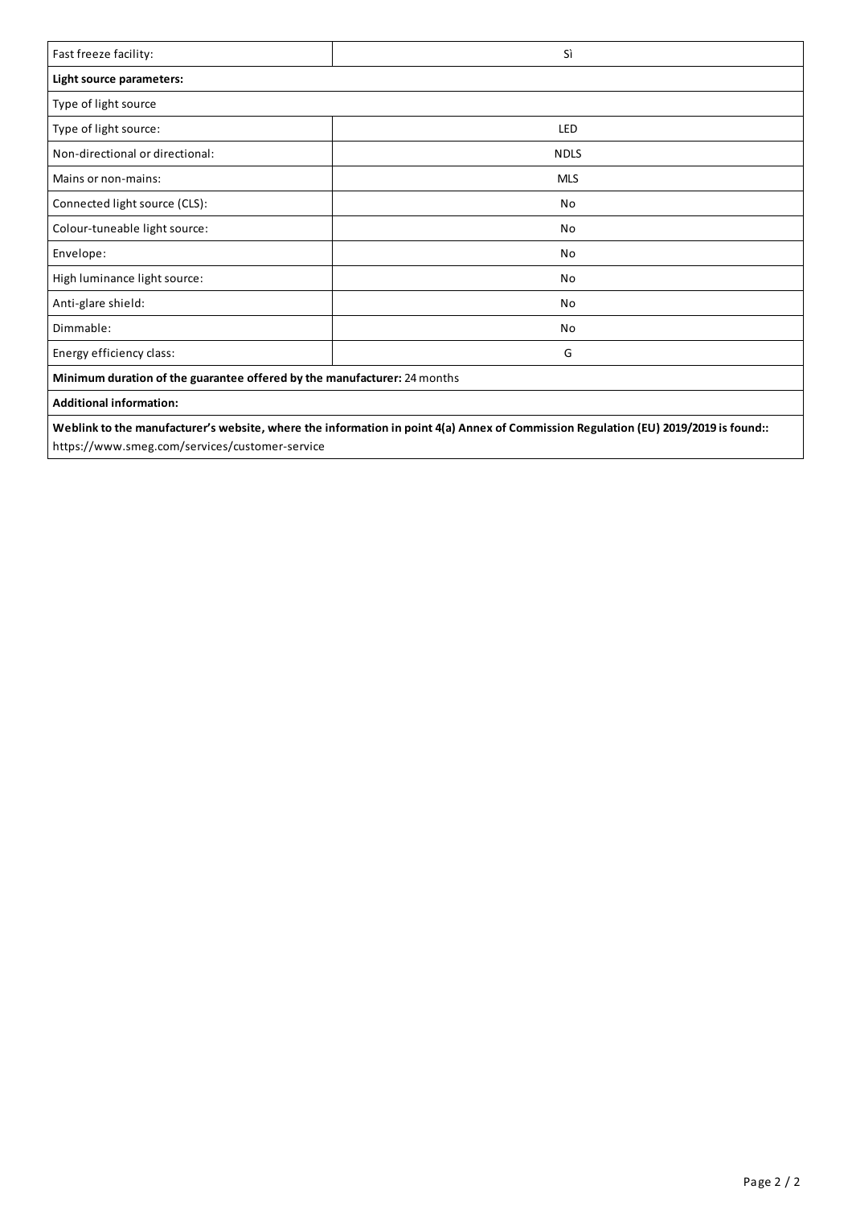| | |
|---|---|
| Fast freeze facility: | Sì |
| **Light source parameters:** | |
| Type of light source | |
| Type of light source: | LED |
| Non-directional or directional: | NDLS |
| Mains or non-mains: | MLS |
| Connected light source (CLS): | No |
| Colour-tuneable light source: | No |
| Envelope: | No |
| High luminance light source: | No |
| Anti-glare shield: | No |
| Dimmable: | No |
| Energy efficiency class: | G |
| **Minimum duration of the guarantee offered by the manufacturer:** 24 months | |
| **Additional information:** | |
| **Weblink to the manufacturer's website, where the information in point 4(a) Annex of Commission Regulation (EU) 2019/2019 is found::** https://www.smeg.com/services/customer-service | |